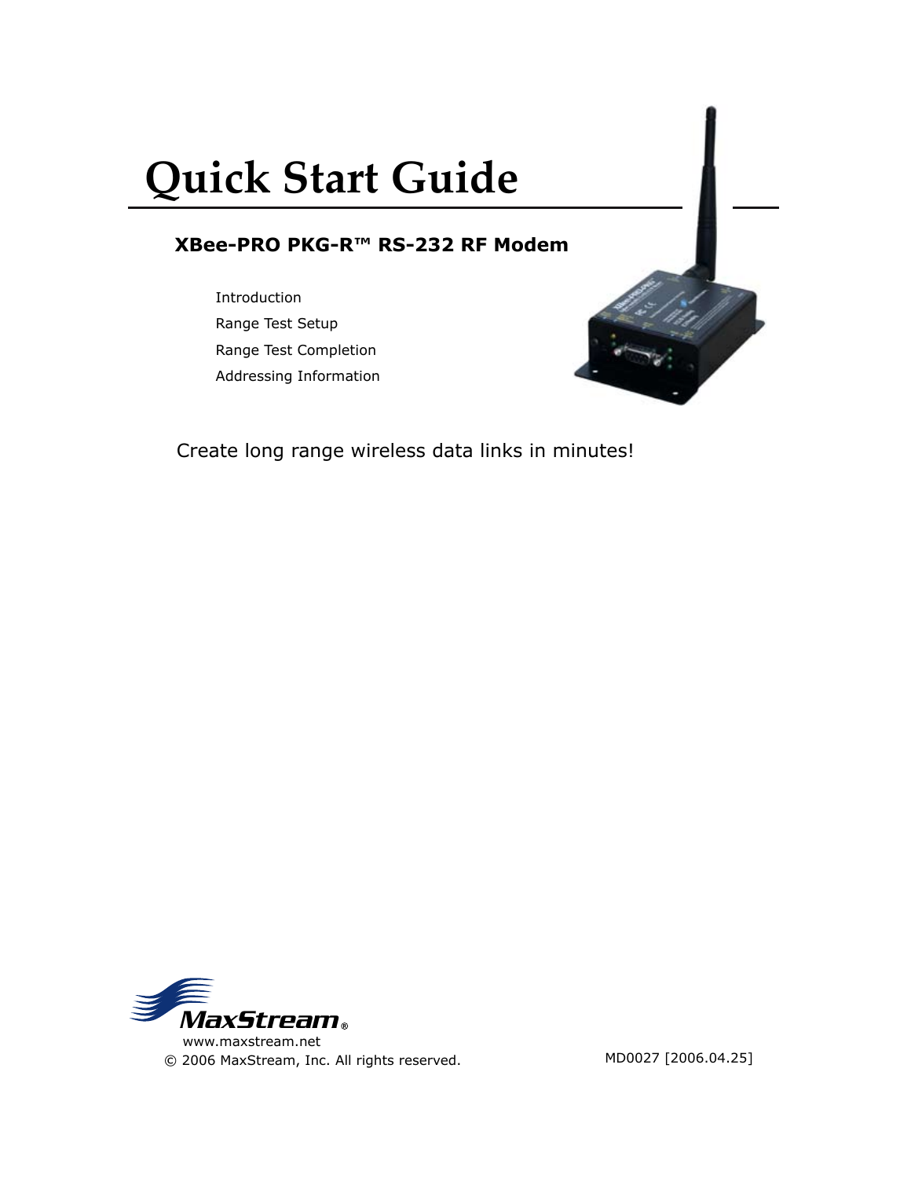# Quick Start Guide

## XBee-PRO PKG-R™ RS-232 RF Modem

- Introduction
- Range Test Setup
- Range Test Completion
- Addressing Information

Create long range wireless data links in minutes!

MaxStream®

www.maxstream.net

© 2006 MaxStream, Inc. All rights reserved.

MD0027 [2006.04.25]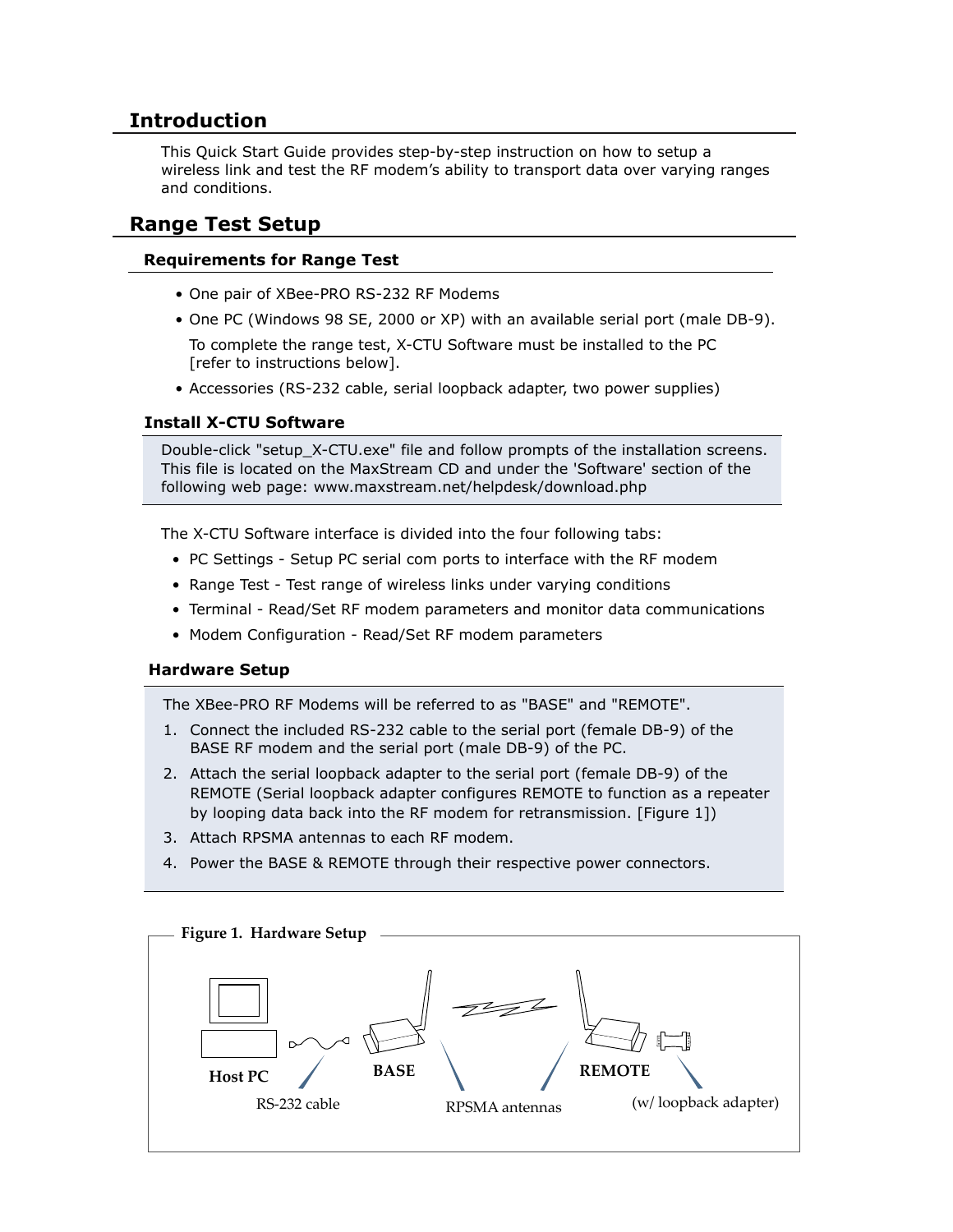## Introduction

This Quick Start Guide provides step-by-step instruction on how to setup a wireless link and test the RF modem's ability to transport data over varying ranges and conditions.

## Range Test Setup

### Requirements for Range Test

- One pair of XBee-PRO RS-232 RF Modems
- One PC (Windows 98 SE, 2000 or XP) with an available serial port (male DB-9).

  To complete the range test, X-CTU Software must be installed to the PC [refer to instructions below].
- Accessories (RS-232 cable, serial loopback adapter, two power supplies)

### Install X-CTU Software

Double-click "setup_X-CTU.exe" file and follow prompts of the installation screens. This file is located on the MaxStream CD and under the 'Software' section of the following web page: www.maxstream.net/helpdesk/download.php

The X-CTU Software interface is divided into the four following tabs:

- PC Settings - Setup PC serial com ports to interface with the RF modem
- Range Test - Test range of wireless links under varying conditions
- Terminal - Read/Set RF modem parameters and monitor data communications
- Modem Configuration - Read/Set RF modem parameters

### Hardware Setup

The XBee-PRO RF Modems will be referred to as "BASE" and "REMOTE".

1. Connect the included RS-232 cable to the serial port (female DB-9) of the BASE RF modem and the serial port (male DB-9) of the PC.
2. Attach the serial loopback adapter to the serial port (female DB-9) of the REMOTE (Serial loopback adapter configures REMOTE to function as a repeater by looping data back into the RF modem for retransmission. [Figure 1])
3. Attach RPSMA antennas to each RF modem.
4. Power the BASE & REMOTE through their respective power connectors.

**Figure 1. Hardware Setup**

Host PC — RS-232 cable — BASE — RPSMA antennas — REMOTE (w/ loopback adapter)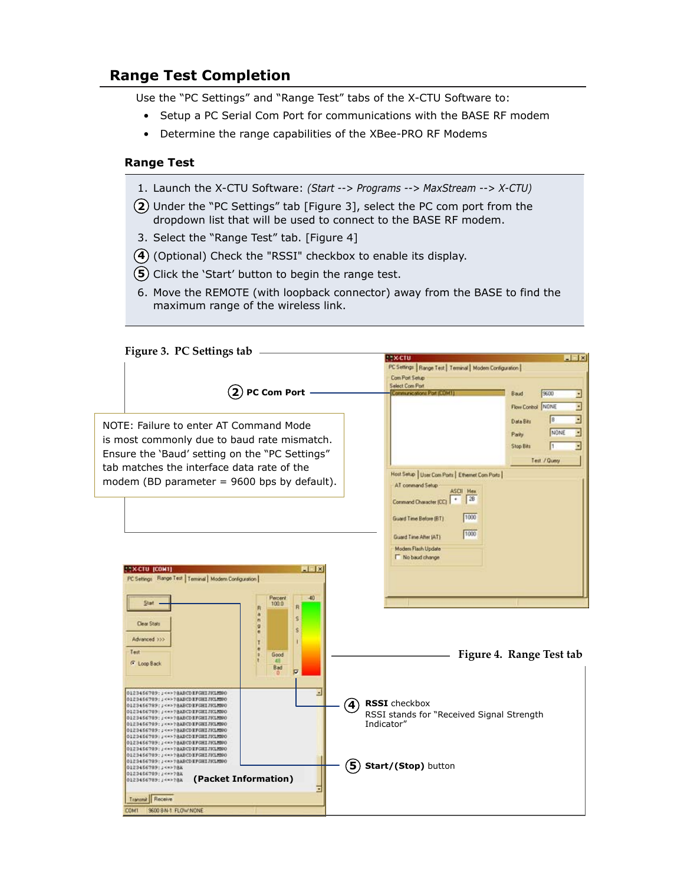## Range Test Completion

Use the “PC Settings” and “Range Test” tabs of the X-CTU Software to:

- Setup a PC Serial Com Port for communications with the BASE RF modem
- Determine the range capabilities of the XBee-PRO RF Modems

### Range Test

1. Launch the X-CTU Software: *(Start --> Programs --> MaxStream --> X-CTU)*
2. Under the “PC Settings” tab [Figure 3], select the PC com port from the dropdown list that will be used to connect to the BASE RF modem.
3. Select the “Range Test” tab. [Figure 4]
4. (Optional) Check the "RSSI" checkbox to enable its display.
5. Click the ‘Start’ button to begin the range test.
6. Move the REMOTE (with loopback connector) away from the BASE to find the maximum range of the wireless link.

**Figure 3. PC Settings tab**

(2) **PC Com Port**

NOTE: Failure to enter AT Command Mode is most commonly due to baud rate mismatch. Ensure the ‘Baud’ setting on the “PC Settings” tab matches the interface data rate of the modem (BD parameter = 9600 bps by default).

**Figure 4. Range Test tab**

(4) **RSSI** checkbox
RSSI stands for “Received Signal Strength Indicator”

(5) **Start/(Stop)** button

**(Packet Information)**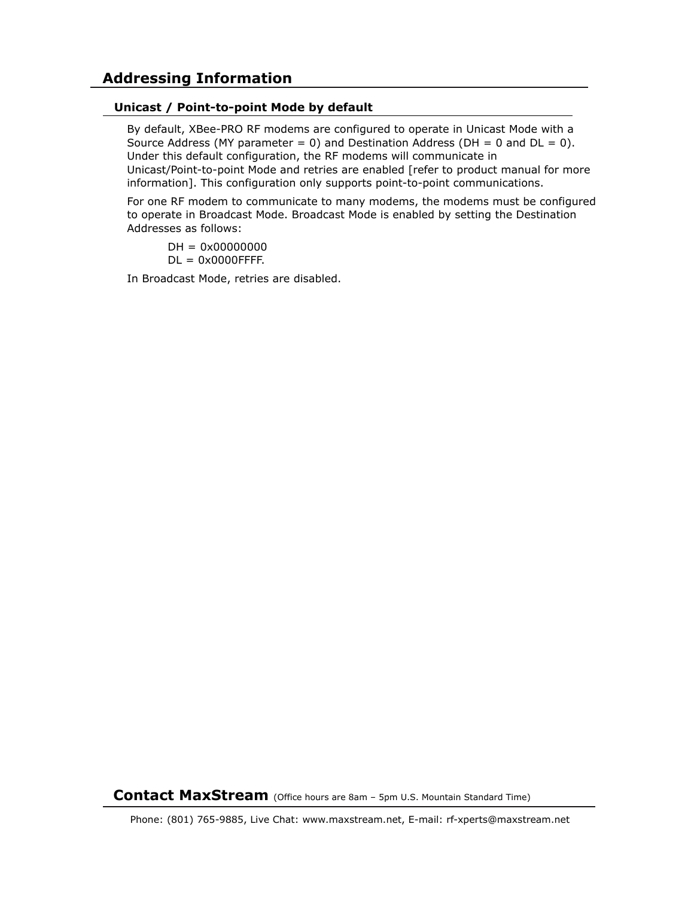# Addressing Information

## Unicast / Point-to-point Mode by default

By default, XBee-PRO RF modems are configured to operate in Unicast Mode with a Source Address (MY parameter = 0) and Destination Address (DH = 0 and DL = 0). Under this default configuration, the RF modems will communicate in Unicast/Point-to-point Mode and retries are enabled [refer to product manual for more information]. This configuration only supports point-to-point communications.

For one RF modem to communicate to many modems, the modems must be configured to operate in Broadcast Mode. Broadcast Mode is enabled by setting the Destination Addresses as follows:

DH = 0x00000000
DL = 0x0000FFFF.

In Broadcast Mode, retries are disabled.

## Contact MaxStream (Office hours are 8am – 5pm U.S. Mountain Standard Time)

Phone: (801) 765-9885, Live Chat: www.maxstream.net, E-mail: rf-xperts@maxstream.net